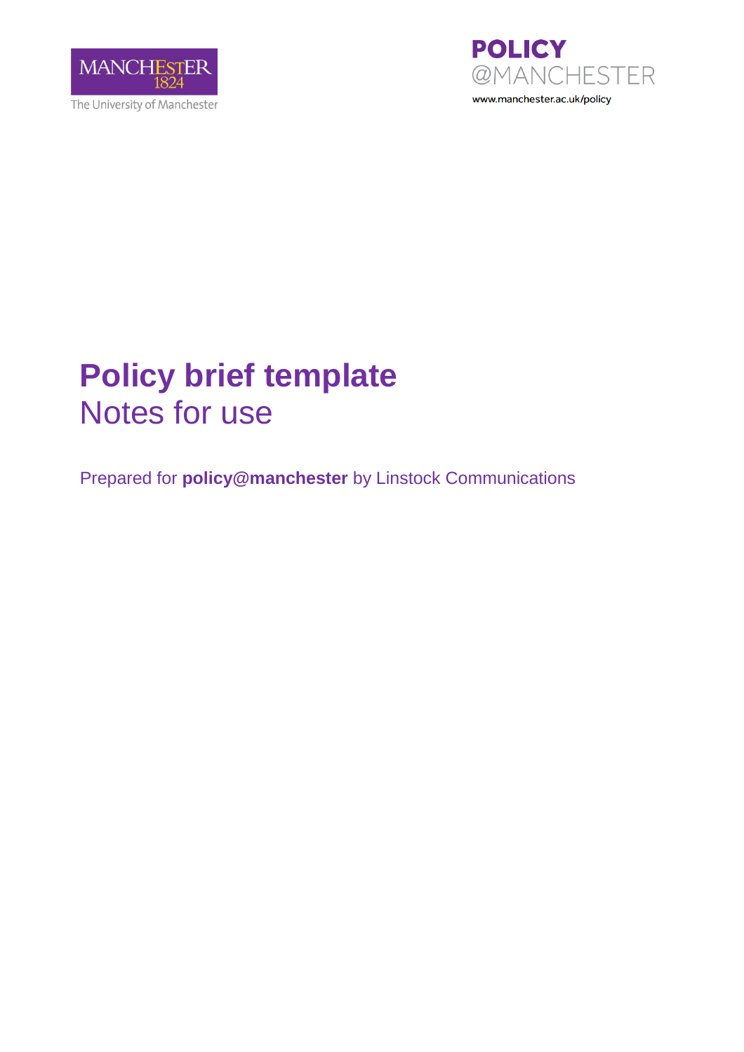MANCHESTER 1824

The University of Manchester

POLICY @MANCHESTER

www.manchester.ac.uk/policy

# Policy brief template

## Notes for use

Prepared for **policy@manchester** by Linstock Communications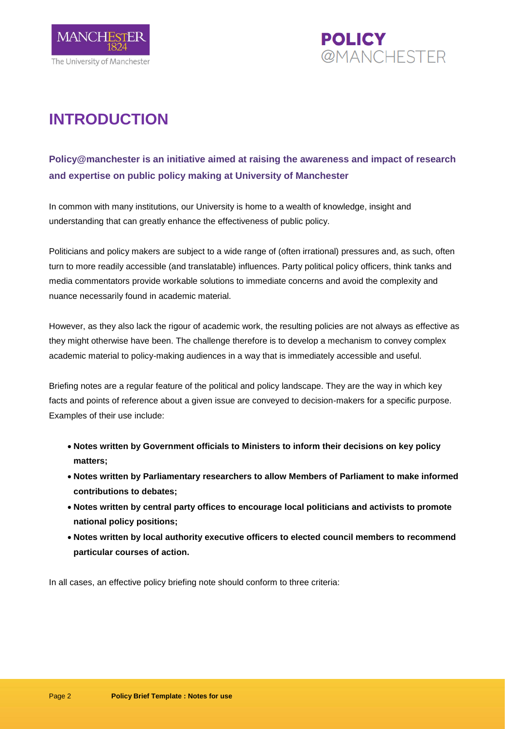# INTRODUCTION

**Policy@manchester is an initiative aimed at raising the awareness and impact of research and expertise on public policy making at University of Manchester**

In common with many institutions, our University is home to a wealth of knowledge, insight and understanding that can greatly enhance the effectiveness of public policy.

Politicians and policy makers are subject to a wide range of (often irrational) pressures and, as such, often turn to more readily accessible (and translatable) influences. Party political policy officers, think tanks and media commentators provide workable solutions to immediate concerns and avoid the complexity and nuance necessarily found in academic material.

However, as they also lack the rigour of academic work, the resulting policies are not always as effective as they might otherwise have been. The challenge therefore is to develop a mechanism to convey complex academic material to policy-making audiences in a way that is immediately accessible and useful.

Briefing notes are a regular feature of the political and policy landscape. They are the way in which key facts and points of reference about a given issue are conveyed to decision-makers for a specific purpose. Examples of their use include:

- **Notes written by Government officials to Ministers to inform their decisions on key policy matters;**
- **Notes written by Parliamentary researchers to allow Members of Parliament to make informed contributions to debates;**
- **Notes written by central party offices to encourage local politicians and activists to promote national policy positions;**
- **Notes written by local authority executive officers to elected council members to recommend particular courses of action.**

In all cases, an effective policy briefing note should conform to three criteria: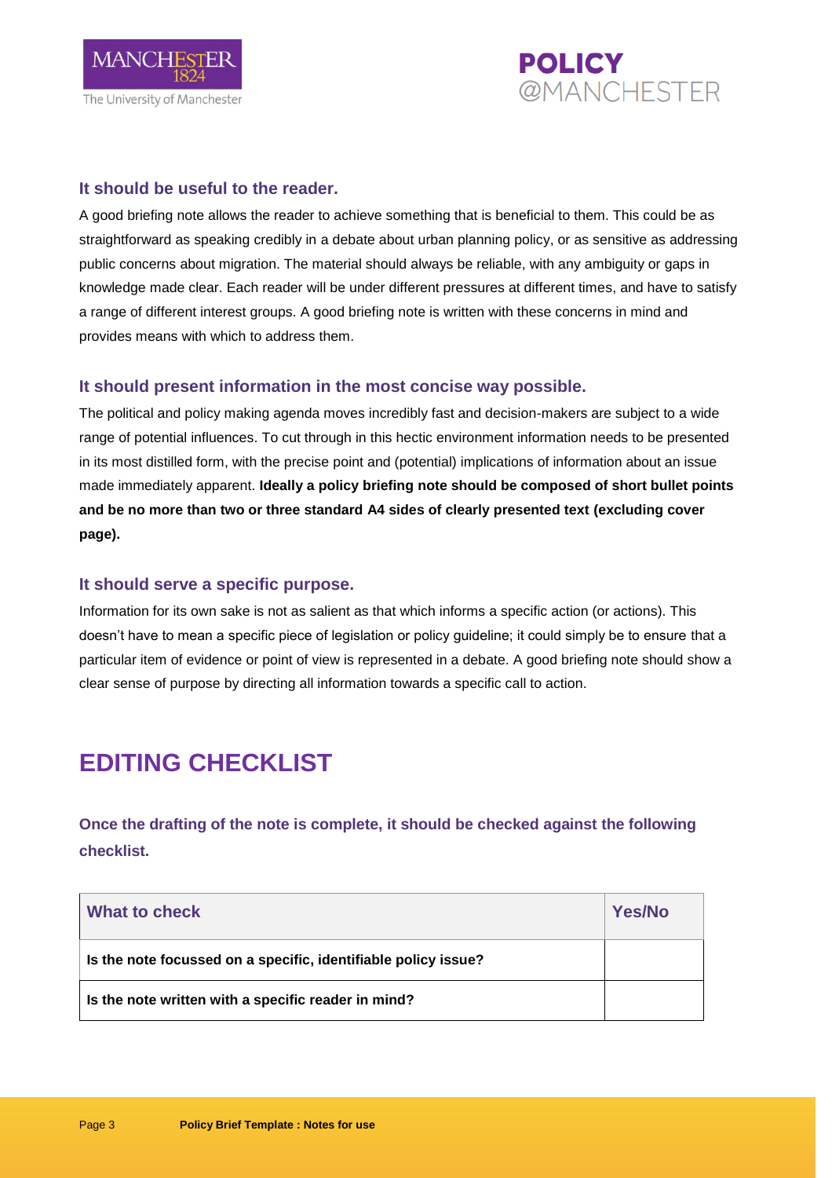### It should be useful to the reader.

A good briefing note allows the reader to achieve something that is beneficial to them. This could be as straightforward as speaking credibly in a debate about urban planning policy, or as sensitive as addressing public concerns about migration. The material should always be reliable, with any ambiguity or gaps in knowledge made clear. Each reader will be under different pressures at different times, and have to satisfy a range of different interest groups. A good briefing note is written with these concerns in mind and provides means with which to address them.

### It should present information in the most concise way possible.

The political and policy making agenda moves incredibly fast and decision-makers are subject to a wide range of potential influences. To cut through in this hectic environment information needs to be presented in its most distilled form, with the precise point and (potential) implications of information about an issue made immediately apparent. **Ideally a policy briefing note should be composed of short bullet points and be no more than two or three standard A4 sides of clearly presented text (excluding cover page).**

### It should serve a specific purpose.

Information for its own sake is not as salient as that which informs a specific action (or actions). This doesn't have to mean a specific piece of legislation or policy guideline; it could simply be to ensure that a particular item of evidence or point of view is represented in a debate. A good briefing note should show a clear sense of purpose by directing all information towards a specific call to action.

## EDITING CHECKLIST

### Once the drafting of the note is complete, it should be checked against the following checklist.

| What to check | Yes/No |
| --- | --- |
| **Is the note focussed on a specific, identifiable policy issue?** | |
| **Is the note written with a specific reader in mind?** | |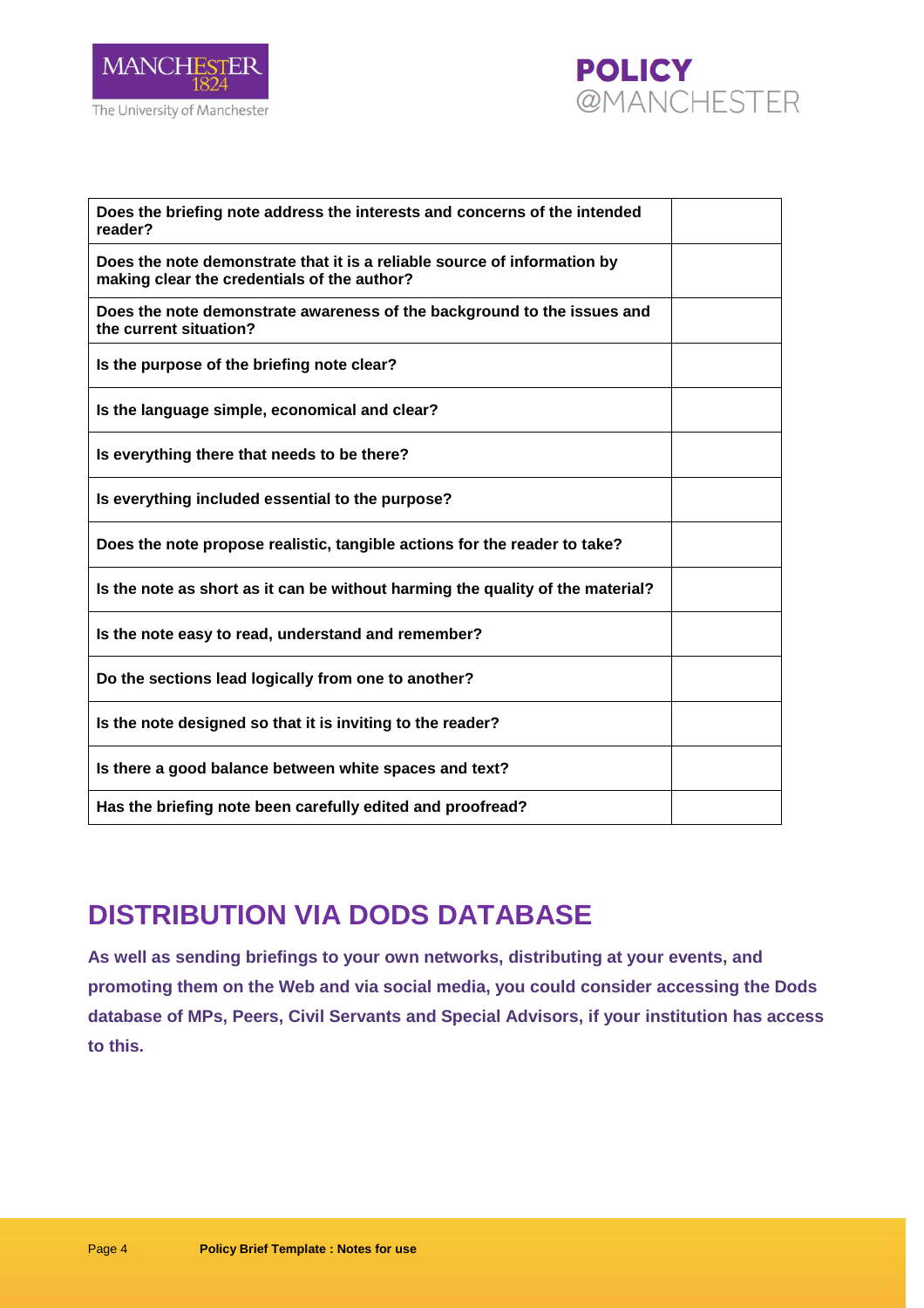| | |
|---|---|
| **Does the briefing note address the interests and concerns of the intended reader?** | |
| **Does the note demonstrate that it is a reliable source of information by making clear the credentials of the author?** | |
| **Does the note demonstrate awareness of the background to the issues and the current situation?** | |
| **Is the purpose of the briefing note clear?** | |
| **Is the language simple, economical and clear?** | |
| **Is everything there that needs to be there?** | |
| **Is everything included essential to the purpose?** | |
| **Does the note propose realistic, tangible actions for the reader to take?** | |
| **Is the note as short as it can be without harming the quality of the material?** | |
| **Is the note easy to read, understand and remember?** | |
| **Do the sections lead logically from one to another?** | |
| **Is the note designed so that it is inviting to the reader?** | |
| **Is there a good balance between white spaces and text?** | |
| **Has the briefing note been carefully edited and proofread?** | |

## DISTRIBUTION VIA DODS DATABASE

**As well as sending briefings to your own networks, distributing at your events, and promoting them on the Web and via social media, you could consider accessing the Dods database of MPs, Peers, Civil Servants and Special Advisors, if your institution has access to this.**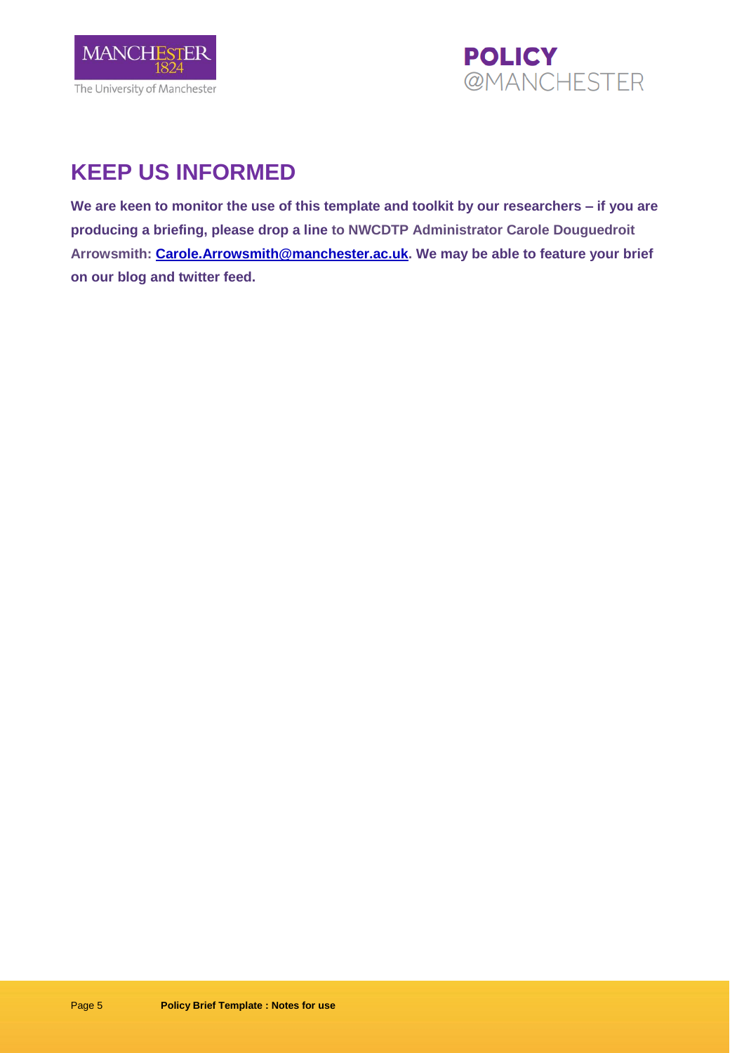## KEEP US INFORMED

**We are keen to monitor the use of this template and toolkit by our researchers – if you are producing a briefing, please drop a line to NWCDTP Administrator Carole Douguedroit Arrowsmith: Carole.Arrowsmith@manchester.ac.uk. We may be able to feature your brief on our blog and twitter feed.**